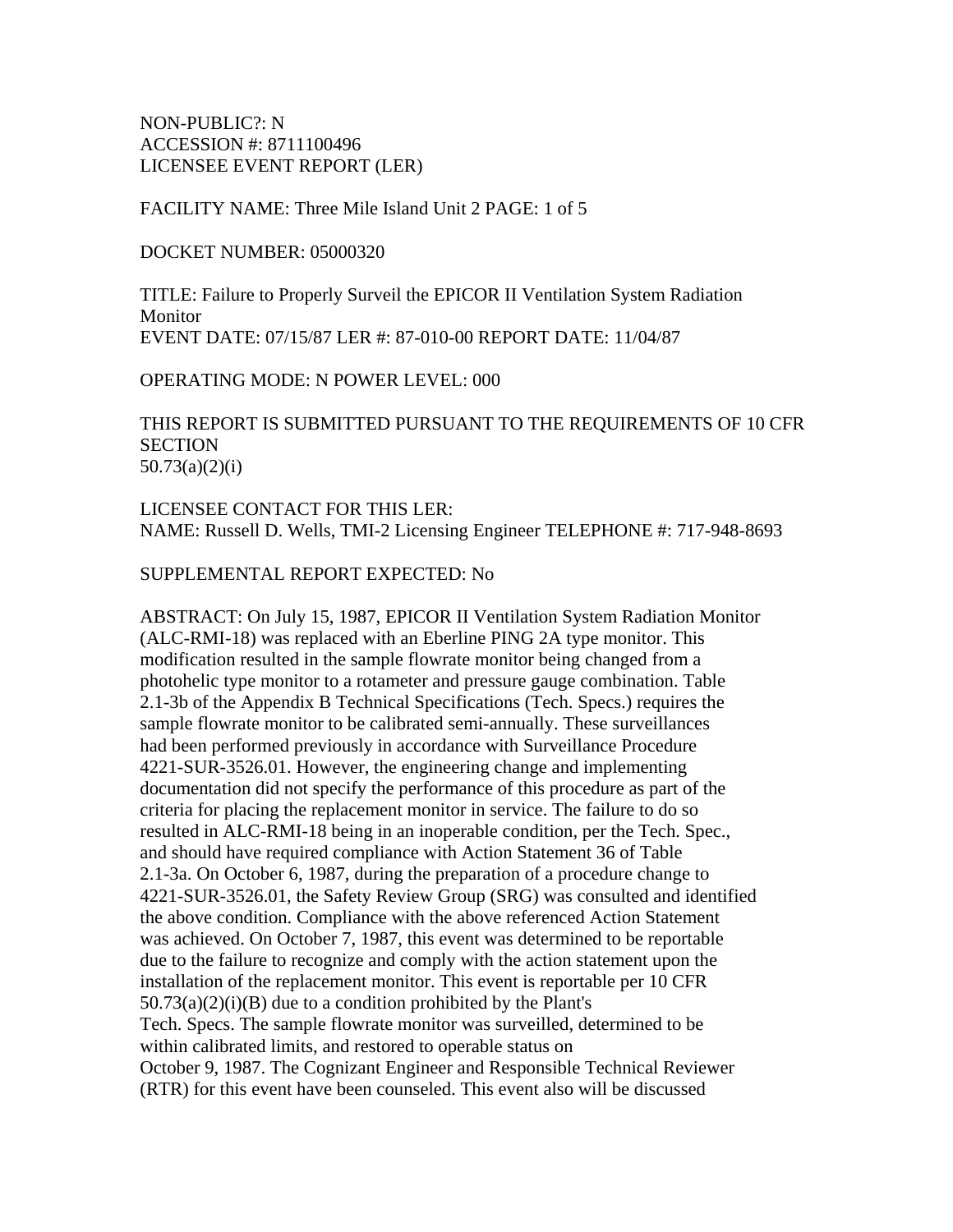NON-PUBLIC?: N
ACCESSION #: 8711100496
LICENSEE EVENT REPORT (LER)

FACILITY NAME: Three Mile Island Unit 2 PAGE: 1 of 5

DOCKET NUMBER: 05000320

TITLE: Failure to Properly Surveil the EPICOR II Ventilation System Radiation Monitor
EVENT DATE: 07/15/87 LER #: 87-010-00 REPORT DATE: 11/04/87

OPERATING MODE: N POWER LEVEL: 000

THIS REPORT IS SUBMITTED PURSUANT TO THE REQUIREMENTS OF 10 CFR SECTION
50.73(a)(2)(i)

LICENSEE CONTACT FOR THIS LER:
NAME: Russell D. Wells, TMI-2 Licensing Engineer TELEPHONE #: 717-948-8693

SUPPLEMENTAL REPORT EXPECTED: No

ABSTRACT: On July 15, 1987, EPICOR II Ventilation System Radiation Monitor (ALC-RMI-18) was replaced with an Eberline PING 2A type monitor. This modification resulted in the sample flowrate monitor being changed from a photohelic type monitor to a rotameter and pressure gauge combination. Table 2.1-3b of the Appendix B Technical Specifications (Tech. Specs.) requires the sample flowrate monitor to be calibrated semi-annually. These surveillances had been performed previously in accordance with Surveillance Procedure 4221-SUR-3526.01. However, the engineering change and implementing documentation did not specify the performance of this procedure as part of the criteria for placing the replacement monitor in service. The failure to do so resulted in ALC-RMI-18 being in an inoperable condition, per the Tech. Spec., and should have required compliance with Action Statement 36 of Table 2.1-3a. On October 6, 1987, during the preparation of a procedure change to 4221-SUR-3526.01, the Safety Review Group (SRG) was consulted and identified the above condition. Compliance with the above referenced Action Statement was achieved. On October 7, 1987, this event was determined to be reportable due to the failure to recognize and comply with the action statement upon the installation of the replacement monitor. This event is reportable per 10 CFR 50.73(a)(2)(i)(B) due to a condition prohibited by the Plant's Tech. Specs. The sample flowrate monitor was surveilled, determined to be within calibrated limits, and restored to operable status on October 9, 1987. The Cognizant Engineer and Responsible Technical Reviewer (RTR) for this event have been counseled. This event also will be discussed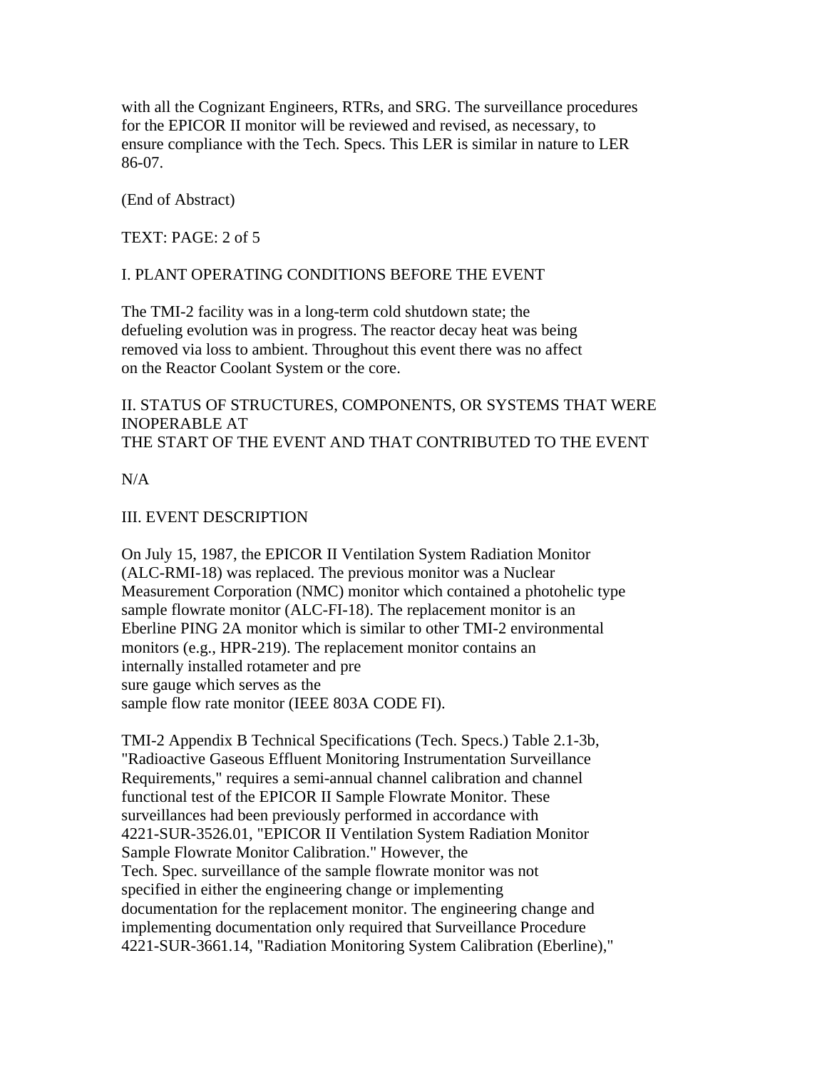with all the Cognizant Engineers, RTRs, and SRG. The surveillance procedures for the EPICOR II monitor will be reviewed and revised, as necessary, to ensure compliance with the Tech. Specs. This LER is similar in nature to LER 86-07.

(End of Abstract)

TEXT: PAGE: 2 of 5

## I. PLANT OPERATING CONDITIONS BEFORE THE EVENT

The TMI-2 facility was in a long-term cold shutdown state; the defueling evolution was in progress. The reactor decay heat was being removed via loss to ambient. Throughout this event there was no affect on the Reactor Coolant System or the core.

## II. STATUS OF STRUCTURES, COMPONENTS, OR SYSTEMS THAT WERE INOPERABLE AT THE START OF THE EVENT AND THAT CONTRIBUTED TO THE EVENT

N/A

## III. EVENT DESCRIPTION

On July 15, 1987, the EPICOR II Ventilation System Radiation Monitor (ALC-RMI-18) was replaced. The previous monitor was a Nuclear Measurement Corporation (NMC) monitor which contained a photohelic type sample flowrate monitor (ALC-FI-18). The replacement monitor is an Eberline PING 2A monitor which is similar to other TMI-2 environmental monitors (e.g., HPR-219). The replacement monitor contains an internally installed rotameter and pre sure gauge which serves as the sample flow rate monitor (IEEE 803A CODE FI).

TMI-2 Appendix B Technical Specifications (Tech. Specs.) Table 2.1-3b, "Radioactive Gaseous Effluent Monitoring Instrumentation Surveillance Requirements," requires a semi-annual channel calibration and channel functional test of the EPICOR II Sample Flowrate Monitor. These surveillances had been previously performed in accordance with 4221-SUR-3526.01, "EPICOR II Ventilation System Radiation Monitor Sample Flowrate Monitor Calibration." However, the Tech. Spec. surveillance of the sample flowrate monitor was not specified in either the engineering change or implementing documentation for the replacement monitor. The engineering change and implementing documentation only required that Surveillance Procedure 4221-SUR-3661.14, "Radiation Monitoring System Calibration (Eberline),"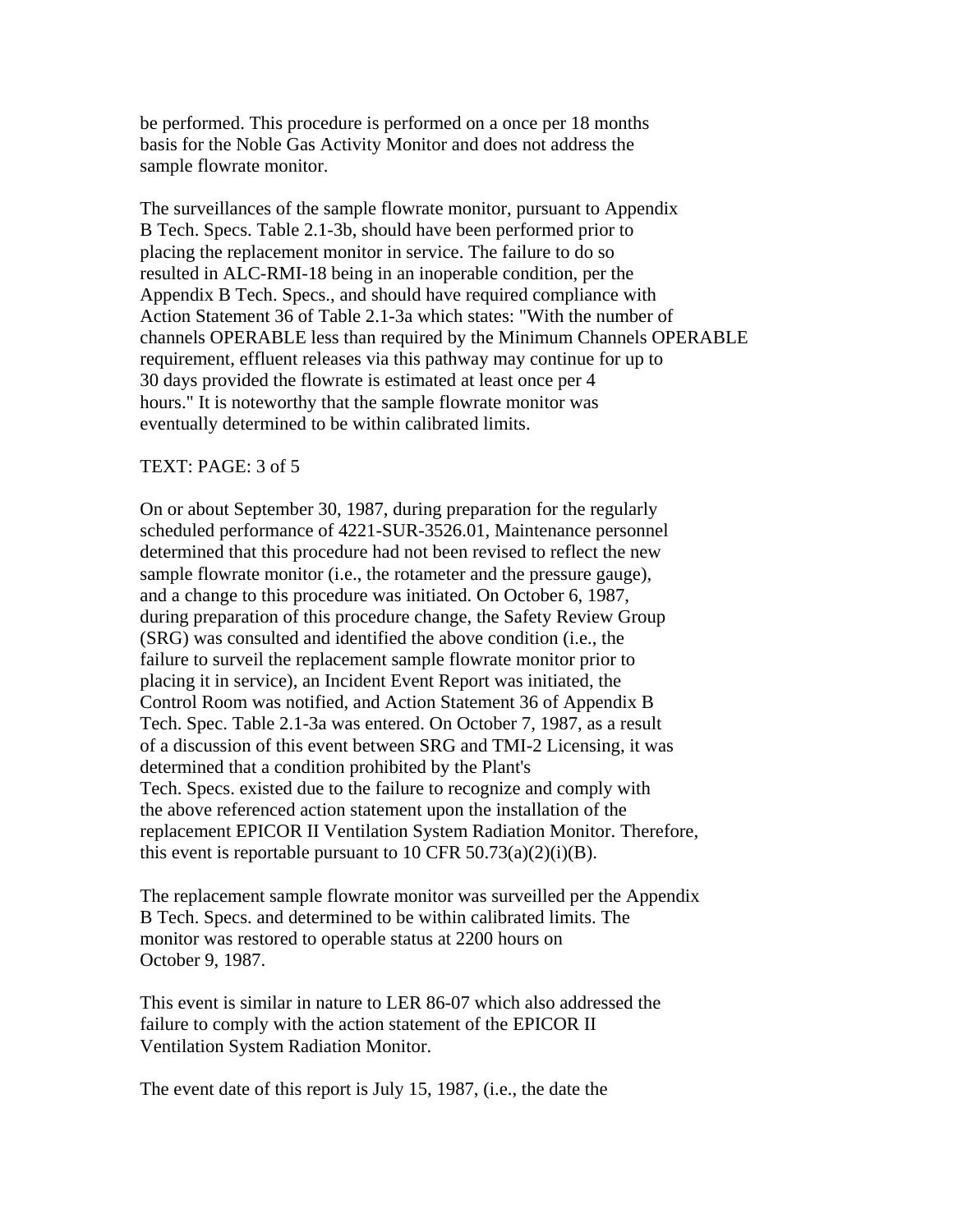be performed. This procedure is performed on a once per 18 months basis for the Noble Gas Activity Monitor and does not address the sample flowrate monitor.

The surveillances of the sample flowrate monitor, pursuant to Appendix B Tech. Specs. Table 2.1-3b, should have been performed prior to placing the replacement monitor in service. The failure to do so resulted in ALC-RMI-18 being in an inoperable condition, per the Appendix B Tech. Specs., and should have required compliance with Action Statement 36 of Table 2.1-3a which states: "With the number of channels OPERABLE less than required by the Minimum Channels OPERABLE requirement, effluent releases via this pathway may continue for up to 30 days provided the flowrate is estimated at least once per 4 hours." It is noteworthy that the sample flowrate monitor was eventually determined to be within calibrated limits.

TEXT: PAGE: 3 of 5

On or about September 30, 1987, during preparation for the regularly scheduled performance of 4221-SUR-3526.01, Maintenance personnel determined that this procedure had not been revised to reflect the new sample flowrate monitor (i.e., the rotameter and the pressure gauge), and a change to this procedure was initiated. On October 6, 1987, during preparation of this procedure change, the Safety Review Group (SRG) was consulted and identified the above condition (i.e., the failure to surveil the replacement sample flowrate monitor prior to placing it in service), an Incident Event Report was initiated, the Control Room was notified, and Action Statement 36 of Appendix B Tech. Spec. Table 2.1-3a was entered. On October 7, 1987, as a result of a discussion of this event between SRG and TMI-2 Licensing, it was determined that a condition prohibited by the Plant's Tech. Specs. existed due to the failure to recognize and comply with the above referenced action statement upon the installation of the replacement EPICOR II Ventilation System Radiation Monitor. Therefore, this event is reportable pursuant to 10 CFR 50.73(a)(2)(i)(B).

The replacement sample flowrate monitor was surveilled per the Appendix B Tech. Specs. and determined to be within calibrated limits. The monitor was restored to operable status at 2200 hours on October 9, 1987.

This event is similar in nature to LER 86-07 which also addressed the failure to comply with the action statement of the EPICOR II Ventilation System Radiation Monitor.

The event date of this report is July 15, 1987, (i.e., the date the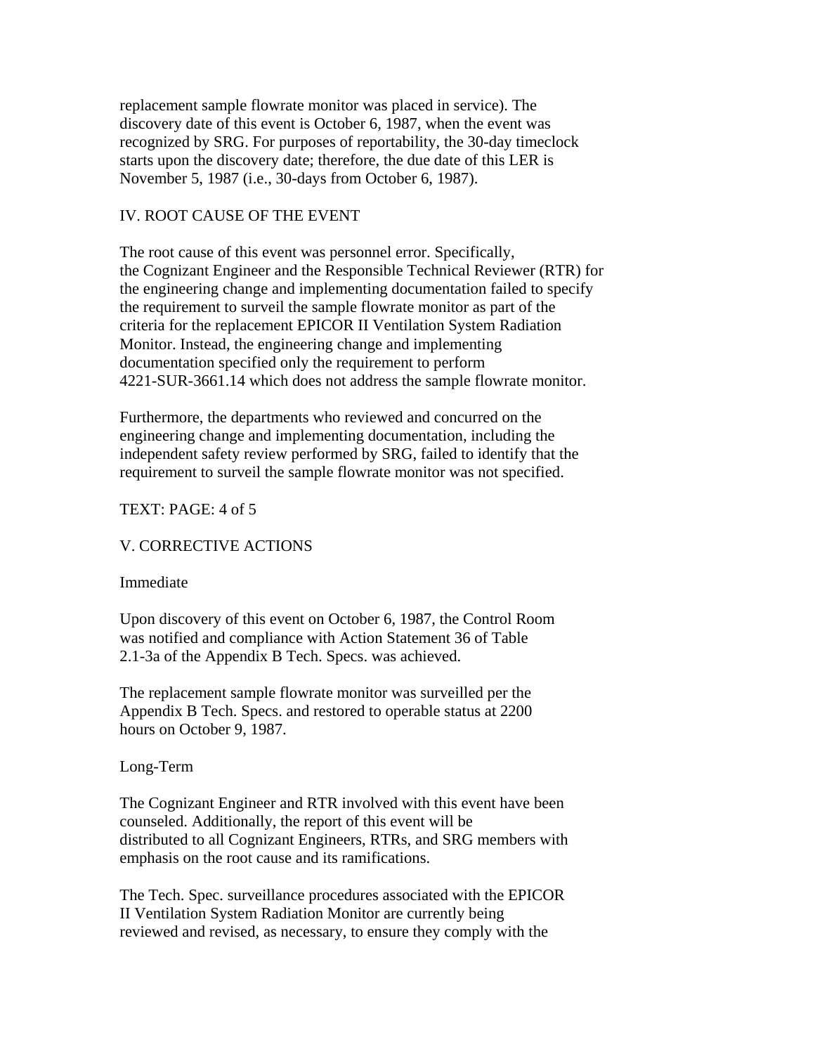replacement sample flowrate monitor was placed in service). The discovery date of this event is October 6, 1987, when the event was recognized by SRG. For purposes of reportability, the 30-day timeclock starts upon the discovery date; therefore, the due date of this LER is November 5, 1987 (i.e., 30-days from October 6, 1987).

## IV. ROOT CAUSE OF THE EVENT

The root cause of this event was personnel error. Specifically, the Cognizant Engineer and the Responsible Technical Reviewer (RTR) for the engineering change and implementing documentation failed to specify the requirement to surveil the sample flowrate monitor as part of the criteria for the replacement EPICOR II Ventilation System Radiation Monitor. Instead, the engineering change and implementing documentation specified only the requirement to perform 4221-SUR-3661.14 which does not address the sample flowrate monitor.

Furthermore, the departments who reviewed and concurred on the engineering change and implementing documentation, including the independent safety review performed by SRG, failed to identify that the requirement to surveil the sample flowrate monitor was not specified.

TEXT: PAGE: 4 of 5

## V. CORRECTIVE ACTIONS

### Immediate

Upon discovery of this event on October 6, 1987, the Control Room was notified and compliance with Action Statement 36 of Table 2.1-3a of the Appendix B Tech. Specs. was achieved.

The replacement sample flowrate monitor was surveilled per the Appendix B Tech. Specs. and restored to operable status at 2200 hours on October 9, 1987.

### Long-Term

The Cognizant Engineer and RTR involved with this event have been counseled. Additionally, the report of this event will be distributed to all Cognizant Engineers, RTRs, and SRG members with emphasis on the root cause and its ramifications.

The Tech. Spec. surveillance procedures associated with the EPICOR II Ventilation System Radiation Monitor are currently being reviewed and revised, as necessary, to ensure they comply with the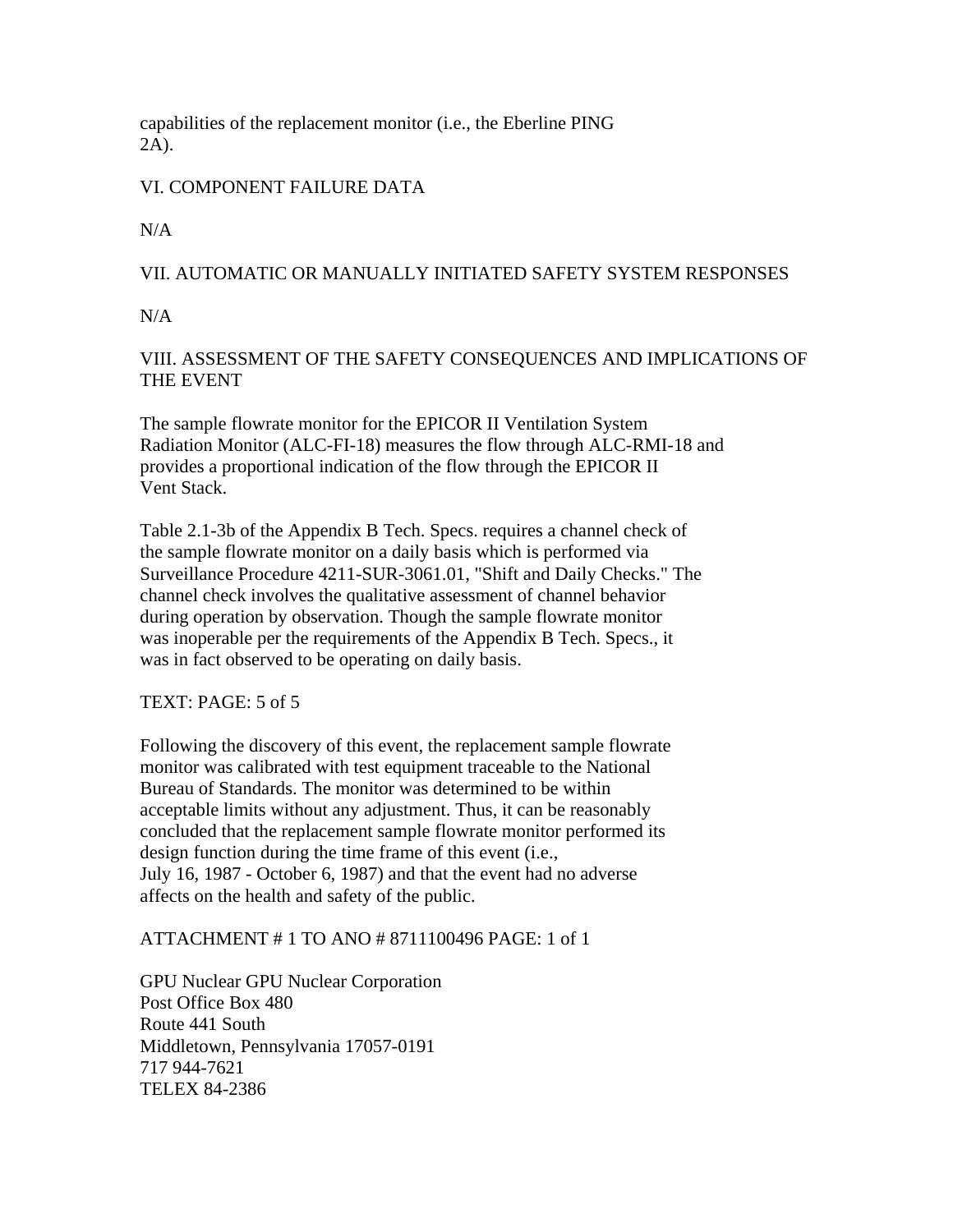capabilities of the replacement monitor (i.e., the Eberline PING 2A).

## VI. COMPONENT FAILURE DATA

N/A

## VII. AUTOMATIC OR MANUALLY INITIATED SAFETY SYSTEM RESPONSES

N/A

## VIII. ASSESSMENT OF THE SAFETY CONSEQUENCES AND IMPLICATIONS OF THE EVENT

The sample flowrate monitor for the EPICOR II Ventilation System Radiation Monitor (ALC-FI-18) measures the flow through ALC-RMI-18 and provides a proportional indication of the flow through the EPICOR II Vent Stack.

Table 2.1-3b of the Appendix B Tech. Specs. requires a channel check of the sample flowrate monitor on a daily basis which is performed via Surveillance Procedure 4211-SUR-3061.01, "Shift and Daily Checks." The channel check involves the qualitative assessment of channel behavior during operation by observation. Though the sample flowrate monitor was inoperable per the requirements of the Appendix B Tech. Specs., it was in fact observed to be operating on daily basis.

TEXT: PAGE: 5 of 5

Following the discovery of this event, the replacement sample flowrate monitor was calibrated with test equipment traceable to the National Bureau of Standards. The monitor was determined to be within acceptable limits without any adjustment. Thus, it can be reasonably concluded that the replacement sample flowrate monitor performed its design function during the time frame of this event (i.e., July 16, 1987 - October 6, 1987) and that the event had no adverse affects on the health and safety of the public.

ATTACHMENT # 1 TO ANO # 8711100496 PAGE: 1 of 1

GPU Nuclear GPU Nuclear Corporation
Post Office Box 480
Route 441 South
Middletown, Pennsylvania 17057-0191
717 944-7621
TELEX 84-2386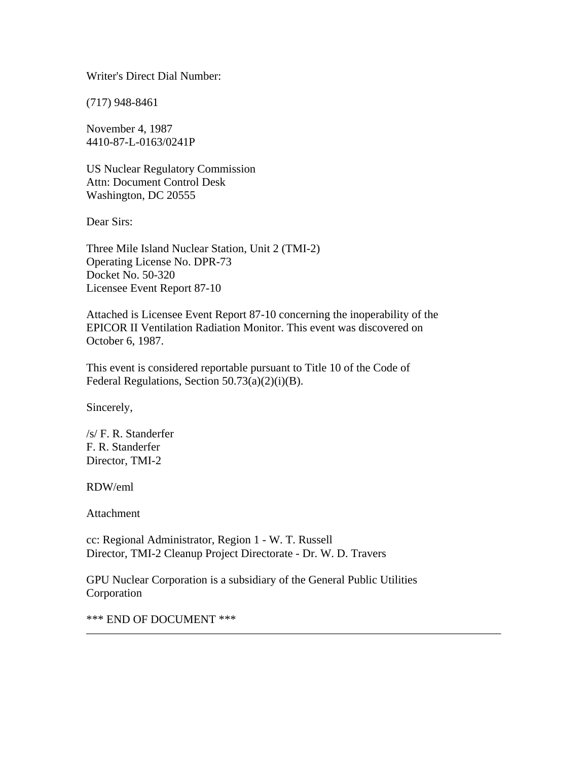Writer's Direct Dial Number:

(717) 948-8461

November 4, 1987
4410-87-L-0163/0241P

US Nuclear Regulatory Commission
Attn: Document Control Desk
Washington, DC 20555

Dear Sirs:

Three Mile Island Nuclear Station, Unit 2 (TMI-2)
Operating License No. DPR-73
Docket No. 50-320
Licensee Event Report 87-10

Attached is Licensee Event Report 87-10 concerning the inoperability of the EPICOR II Ventilation Radiation Monitor. This event was discovered on October 6, 1987.

This event is considered reportable pursuant to Title 10 of the Code of Federal Regulations, Section 50.73(a)(2)(i)(B).

Sincerely,

/s/ F. R. Standerfer
F. R. Standerfer
Director, TMI-2

RDW/eml

Attachment

cc: Regional Administrator, Region 1 - W. T. Russell
Director, TMI-2 Cleanup Project Directorate - Dr. W. D. Travers

GPU Nuclear Corporation is a subsidiary of the General Public Utilities Corporation

*** END OF DOCUMENT ***